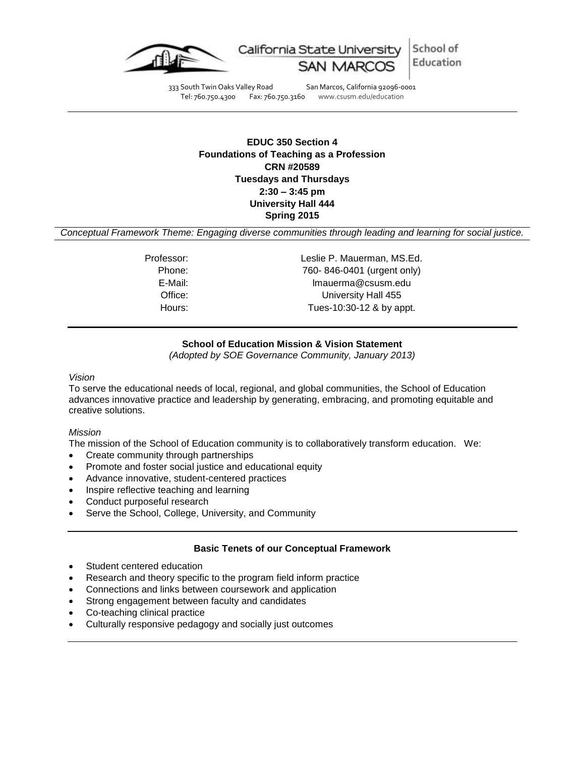California State University SAN MARCOS | School of Education

333 South Twin Oaks Valley Road San Marcos, California 92096-0001
Tel: 760.750.4300 Fax: 760.750.3160 www.csusm.edu/education

**EDUC 350 Section 4**
**Foundations of Teaching as a Profession**
**CRN #20589**
**Tuesdays and Thursdays**
**2:30 – 3:45 pm**
**University Hall 444**
**Spring 2015**

*Conceptual Framework Theme: Engaging diverse communities through leading and learning for social justice.*

Professor: Leslie P. Mauerman, MS.Ed.
Phone: 760- 846-0401 (urgent only)
E-Mail: lmauerma@csusm.edu
Office: University Hall 455
Hours: Tues-10:30-12 & by appt.

## School of Education Mission & Vision Statement

*(Adopted by SOE Governance Community, January 2013)*

*Vision*

To serve the educational needs of local, regional, and global communities, the School of Education advances innovative practice and leadership by generating, embracing, and promoting equitable and creative solutions.

*Mission*

The mission of the School of Education community is to collaboratively transform education. We:

- Create community through partnerships
- Promote and foster social justice and educational equity
- Advance innovative, student-centered practices
- Inspire reflective teaching and learning
- Conduct purposeful research
- Serve the School, College, University, and Community

## Basic Tenets of our Conceptual Framework

- Student centered education
- Research and theory specific to the program field inform practice
- Connections and links between coursework and application
- Strong engagement between faculty and candidates
- Co-teaching clinical practice
- Culturally responsive pedagogy and socially just outcomes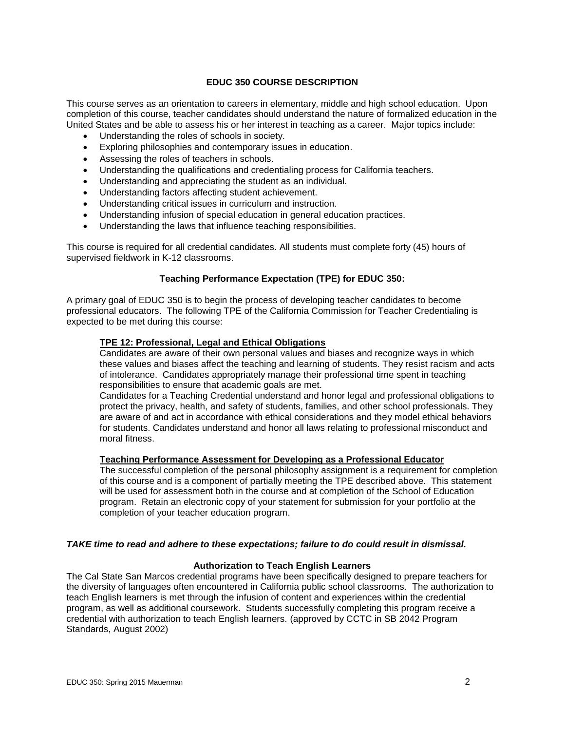## EDUC 350 COURSE DESCRIPTION

This course serves as an orientation to careers in elementary, middle and high school education. Upon completion of this course, teacher candidates should understand the nature of formalized education in the United States and be able to assess his or her interest in teaching as a career. Major topics include:

- Understanding the roles of schools in society.
- Exploring philosophies and contemporary issues in education.
- Assessing the roles of teachers in schools.
- Understanding the qualifications and credentialing process for California teachers.
- Understanding and appreciating the student as an individual.
- Understanding factors affecting student achievement.
- Understanding critical issues in curriculum and instruction.
- Understanding infusion of special education in general education practices.
- Understanding the laws that influence teaching responsibilities.

This course is required for all credential candidates. All students must complete forty (45) hours of supervised fieldwork in K-12 classrooms.

### Teaching Performance Expectation (TPE) for EDUC 350:

A primary goal of EDUC 350 is to begin the process of developing teacher candidates to become professional educators. The following TPE of the California Commission for Teacher Credentialing is expected to be met during this course:

**TPE 12: Professional, Legal and Ethical Obligations**

Candidates are aware of their own personal values and biases and recognize ways in which these values and biases affect the teaching and learning of students. They resist racism and acts of intolerance. Candidates appropriately manage their professional time spent in teaching responsibilities to ensure that academic goals are met.

Candidates for a Teaching Credential understand and honor legal and professional obligations to protect the privacy, health, and safety of students, families, and other school professionals. They are aware of and act in accordance with ethical considerations and they model ethical behaviors for students. Candidates understand and honor all laws relating to professional misconduct and moral fitness.

**Teaching Performance Assessment for Developing as a Professional Educator**

The successful completion of the personal philosophy assignment is a requirement for completion of this course and is a component of partially meeting the TPE described above. This statement will be used for assessment both in the course and at completion of the School of Education program. Retain an electronic copy of your statement for submission for your portfolio at the completion of your teacher education program.

***TAKE time to read and adhere to these expectations; failure to do could result in dismissal.***

### Authorization to Teach English Learners

The Cal State San Marcos credential programs have been specifically designed to prepare teachers for the diversity of languages often encountered in California public school classrooms. The authorization to teach English learners is met through the infusion of content and experiences within the credential program, as well as additional coursework. Students successfully completing this program receive a credential with authorization to teach English learners. (approved by CCTC in SB 2042 Program Standards, August 2002)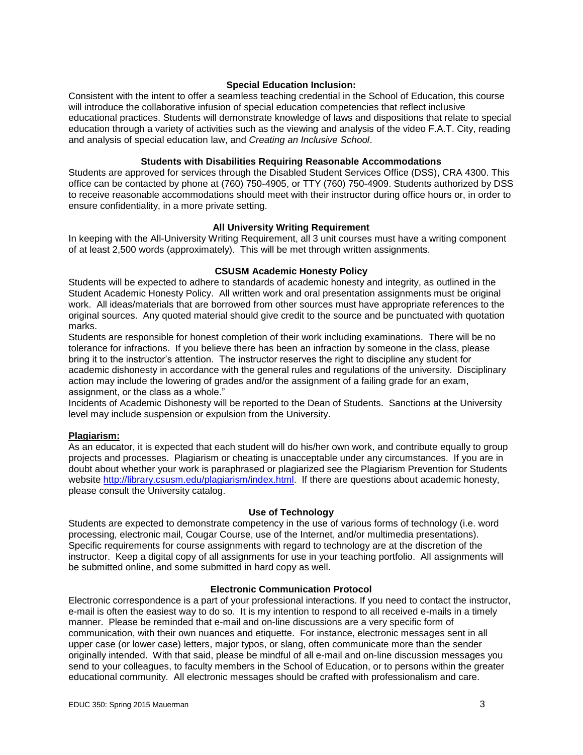### Special Education Inclusion:

Consistent with the intent to offer a seamless teaching credential in the School of Education, this course will introduce the collaborative infusion of special education competencies that reflect inclusive educational practices. Students will demonstrate knowledge of laws and dispositions that relate to special education through a variety of activities such as the viewing and analysis of the video F.A.T. City, reading and analysis of special education law, and *Creating an Inclusive School*.

### Students with Disabilities Requiring Reasonable Accommodations

Students are approved for services through the Disabled Student Services Office (DSS), CRA 4300. This office can be contacted by phone at (760) 750-4905, or TTY (760) 750-4909. Students authorized by DSS to receive reasonable accommodations should meet with their instructor during office hours or, in order to ensure confidentiality, in a more private setting.

### All University Writing Requirement

In keeping with the All-University Writing Requirement, all 3 unit courses must have a writing component of at least 2,500 words (approximately). This will be met through written assignments.

### CSUSM Academic Honesty Policy

Students will be expected to adhere to standards of academic honesty and integrity, as outlined in the Student Academic Honesty Policy. All written work and oral presentation assignments must be original work. All ideas/materials that are borrowed from other sources must have appropriate references to the original sources. Any quoted material should give credit to the source and be punctuated with quotation marks.

Students are responsible for honest completion of their work including examinations. There will be no tolerance for infractions. If you believe there has been an infraction by someone in the class, please bring it to the instructor's attention. The instructor reserves the right to discipline any student for academic dishonesty in accordance with the general rules and regulations of the university. Disciplinary action may include the lowering of grades and/or the assignment of a failing grade for an exam, assignment, or the class as a whole."

Incidents of Academic Dishonesty will be reported to the Dean of Students. Sanctions at the University level may include suspension or expulsion from the University.

### Plagiarism:

As an educator, it is expected that each student will do his/her own work, and contribute equally to group projects and processes. Plagiarism or cheating is unacceptable under any circumstances. If you are in doubt about whether your work is paraphrased or plagiarized see the Plagiarism Prevention for Students website http://library.csusm.edu/plagiarism/index.html. If there are questions about academic honesty, please consult the University catalog.

### Use of Technology

Students are expected to demonstrate competency in the use of various forms of technology (i.e. word processing, electronic mail, Cougar Course, use of the Internet, and/or multimedia presentations). Specific requirements for course assignments with regard to technology are at the discretion of the instructor. Keep a digital copy of all assignments for use in your teaching portfolio. All assignments will be submitted online, and some submitted in hard copy as well.

### Electronic Communication Protocol

Electronic correspondence is a part of your professional interactions. If you need to contact the instructor, e-mail is often the easiest way to do so. It is my intention to respond to all received e-mails in a timely manner. Please be reminded that e-mail and on-line discussions are a very specific form of communication, with their own nuances and etiquette. For instance, electronic messages sent in all upper case (or lower case) letters, major typos, or slang, often communicate more than the sender originally intended. With that said, please be mindful of all e-mail and on-line discussion messages you send to your colleagues, to faculty members in the School of Education, or to persons within the greater educational community. All electronic messages should be crafted with professionalism and care.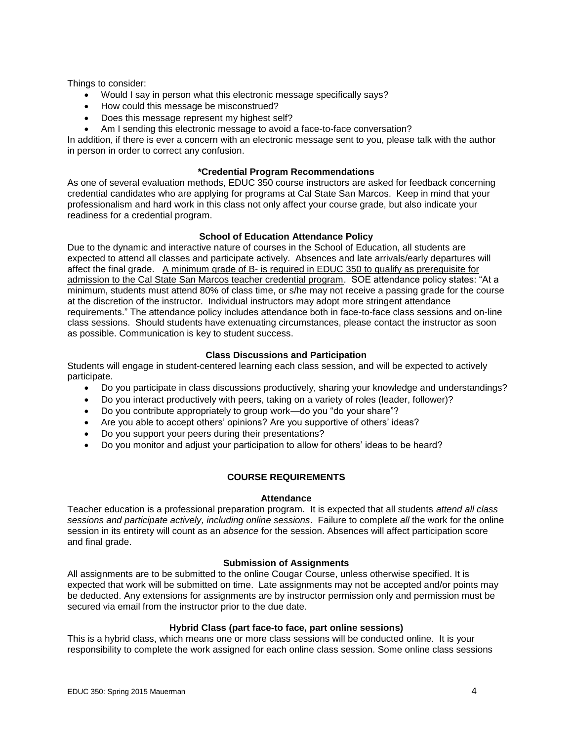Things to consider:

- Would I say in person what this electronic message specifically says?
- How could this message be misconstrued?
- Does this message represent my highest self?
- Am I sending this electronic message to avoid a face-to-face conversation?

In addition, if there is ever a concern with an electronic message sent to you, please talk with the author in person in order to correct any confusion.

### *Credential Program Recommendations

As one of several evaluation methods, EDUC 350 course instructors are asked for feedback concerning credential candidates who are applying for programs at Cal State San Marcos. Keep in mind that your professionalism and hard work in this class not only affect your course grade, but also indicate your readiness for a credential program.

### School of Education Attendance Policy

Due to the dynamic and interactive nature of courses in the School of Education, all students are expected to attend all classes and participate actively. Absences and late arrivals/early departures will affect the final grade. <u>A minimum grade of B- is required in EDUC 350 to qualify as prerequisite for admission to the Cal State San Marcos teacher credential program</u>. SOE attendance policy states: "At a minimum, students must attend 80% of class time, or s/he may not receive a passing grade for the course at the discretion of the instructor. Individual instructors may adopt more stringent attendance requirements." The attendance policy includes attendance both in face-to-face class sessions and on-line class sessions. Should students have extenuating circumstances, please contact the instructor as soon as possible. Communication is key to student success.

### Class Discussions and Participation

Students will engage in student-centered learning each class session, and will be expected to actively participate.

- Do you participate in class discussions productively, sharing your knowledge and understandings?
- Do you interact productively with peers, taking on a variety of roles (leader, follower)?
- Do you contribute appropriately to group work—do you "do your share"?
- Are you able to accept others' opinions? Are you supportive of others' ideas?
- Do you support your peers during their presentations?
- Do you monitor and adjust your participation to allow for others' ideas to be heard?

## COURSE REQUIREMENTS

### Attendance

Teacher education is a professional preparation program. It is expected that all students *attend all class sessions and participate actively, including online sessions*. Failure to complete *all* the work for the online session in its entirety will count as an *absence* for the session. Absences will affect participation score and final grade.

### Submission of Assignments

All assignments are to be submitted to the online Cougar Course, unless otherwise specified. It is expected that work will be submitted on time. Late assignments may not be accepted and/or points may be deducted. Any extensions for assignments are by instructor permission only and permission must be secured via email from the instructor prior to the due date.

### Hybrid Class (part face-to face, part online sessions)

This is a hybrid class, which means one or more class sessions will be conducted online. It is your responsibility to complete the work assigned for each online class session. Some online class sessions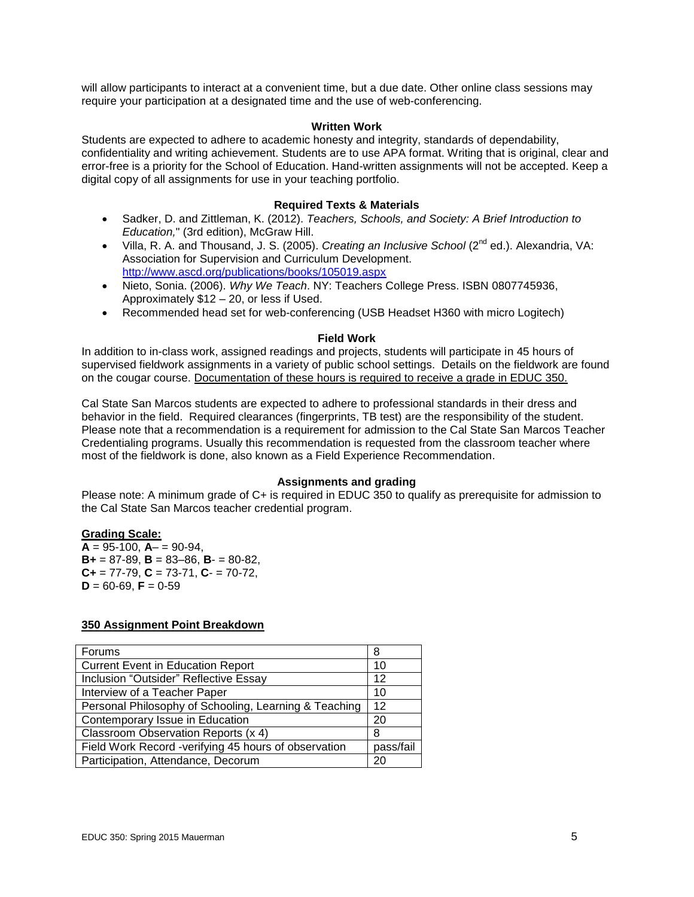will allow participants to interact at a convenient time, but a due date. Other online class sessions may require your participation at a designated time and the use of web-conferencing.

### Written Work

Students are expected to adhere to academic honesty and integrity, standards of dependability, confidentiality and writing achievement. Students are to use APA format. Writing that is original, clear and error-free is a priority for the School of Education. Hand-written assignments will not be accepted. Keep a digital copy of all assignments for use in your teaching portfolio.

### Required Texts & Materials

- Sadker, D. and Zittleman, K. (2012). *Teachers, Schools, and Society: A Brief Introduction to Education,*" (3rd edition), McGraw Hill.
- Villa, R. A. and Thousand, J. S. (2005). *Creating an Inclusive School* (2nd ed.). Alexandria, VA: Association for Supervision and Curriculum Development. http://www.ascd.org/publications/books/105019.aspx
- Nieto, Sonia. (2006). *Why We Teach*. NY: Teachers College Press. ISBN 0807745936, Approximately $12 – 20, or less if Used.
- Recommended head set for web-conferencing (USB Headset H360 with micro Logitech)

### Field Work

In addition to in-class work, assigned readings and projects, students will participate in 45 hours of supervised fieldwork assignments in a variety of public school settings. Details on the fieldwork are found on the cougar course. Documentation of these hours is required to receive a grade in EDUC 350.

Cal State San Marcos students are expected to adhere to professional standards in their dress and behavior in the field. Required clearances (fingerprints, TB test) are the responsibility of the student. Please note that a recommendation is a requirement for admission to the Cal State San Marcos Teacher Credentialing programs. Usually this recommendation is requested from the classroom teacher where most of the fieldwork is done, also known as a Field Experience Recommendation.

### Assignments and grading

Please note: A minimum grade of C+ is required in EDUC 350 to qualify as prerequisite for admission to the Cal State San Marcos teacher credential program.

**Grading Scale:**
**A** = 95-100, **A**– = 90-94,
**B+** = 87-89, **B** = 83–86, **B**- = 80-82,
**C+** = 77-79, **C** = 73-71, **C**- = 70-72,
**D** = 60-69, **F** = 0-59

**350 Assignment Point Breakdown**

| Assignment | Points |
|---|---|
| Forums | 8 |
| Current Event in Education Report | 10 |
| Inclusion "Outsider" Reflective Essay | 12 |
| Interview of a Teacher Paper | 10 |
| Personal Philosophy of Schooling, Learning & Teaching | 12 |
| Contemporary Issue in Education | 20 |
| Classroom Observation Reports (x 4) | 8 |
| Field Work Record -verifying 45 hours of observation | pass/fail |
| Participation, Attendance, Decorum | 20 |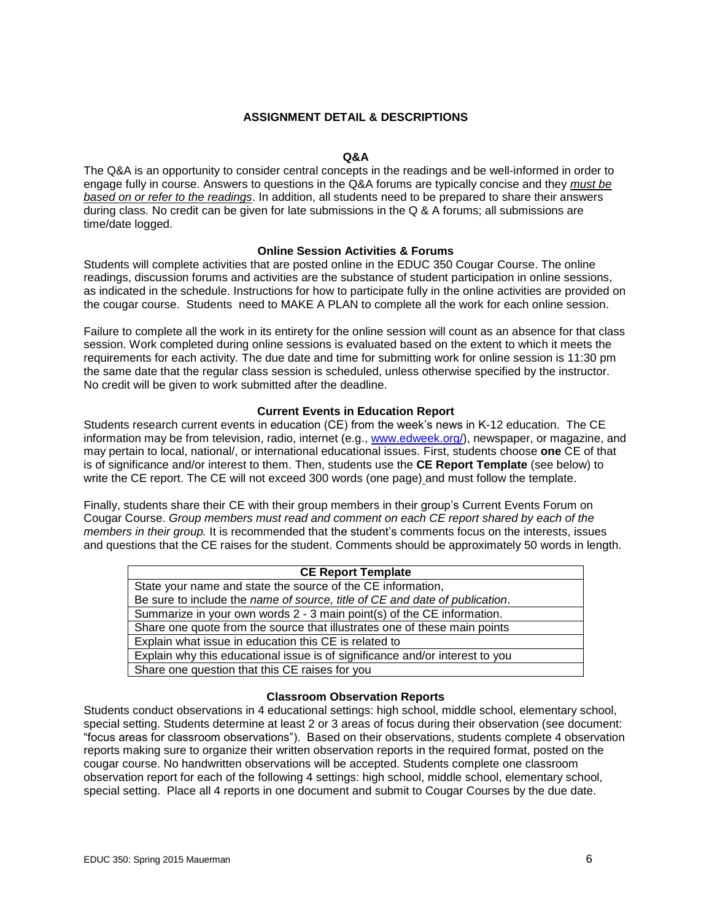## ASSIGNMENT DETAIL & DESCRIPTIONS

### Q&A

The Q&A is an opportunity to consider central concepts in the readings and be well-informed in order to engage fully in course. Answers to questions in the Q&A forums are typically concise and they *must be based on or refer to the readings*. In addition, all students need to be prepared to share their answers during class. No credit can be given for late submissions in the Q & A forums; all submissions are time/date logged.

### Online Session Activities & Forums

Students will complete activities that are posted online in the EDUC 350 Cougar Course. The online readings, discussion forums and activities are the substance of student participation in online sessions, as indicated in the schedule. Instructions for how to participate fully in the online activities are provided on the cougar course. Students need to MAKE A PLAN to complete all the work for each online session.

Failure to complete all the work in its entirety for the online session will count as an absence for that class session. Work completed during online sessions is evaluated based on the extent to which it meets the requirements for each activity. The due date and time for submitting work for online session is 11:30 pm the same date that the regular class session is scheduled, unless otherwise specified by the instructor. No credit will be given to work submitted after the deadline.

### Current Events in Education Report

Students research current events in education (CE) from the week's news in K-12 education. The CE information may be from television, radio, internet (e.g., [www.edweek.org/](http://www.edweek.org/)), newspaper, or magazine, and may pertain to local, national/, or international educational issues. First, students choose **one** CE of that is of significance and/or interest to them. Then, students use the **CE Report Template** (see below) to write the CE report. The CE will not exceed 300 words (one page) and must follow the template.

Finally, students share their CE with their group members in their group's Current Events Forum on Cougar Course. *Group members must read and comment on each CE report shared by each of the members in their group.* It is recommended that the student's comments focus on the interests, issues and questions that the CE raises for the student. Comments should be approximately 50 words in length.

| CE Report Template |
| --- |
| State your name and state the source of the CE information,<br>Be sure to include the *name of source, title of CE and date of publication*. |
| Summarize in your own words 2 - 3 main point(s) of the CE information. |
| Share one quote from the source that illustrates one of these main points |
| Explain what issue in education this CE is related to |
| Explain why this educational issue is of significance and/or interest to you |
| Share one question that this CE raises for you |

### Classroom Observation Reports

Students conduct observations in 4 educational settings: high school, middle school, elementary school, special setting. Students determine at least 2 or 3 areas of focus during their observation (see document: "focus areas for classroom observations"). Based on their observations, students complete 4 observation reports making sure to organize their written observation reports in the required format, posted on the cougar course. No handwritten observations will be accepted. Students complete one classroom observation report for each of the following 4 settings: high school, middle school, elementary school, special setting. Place all 4 reports in one document and submit to Cougar Courses by the due date.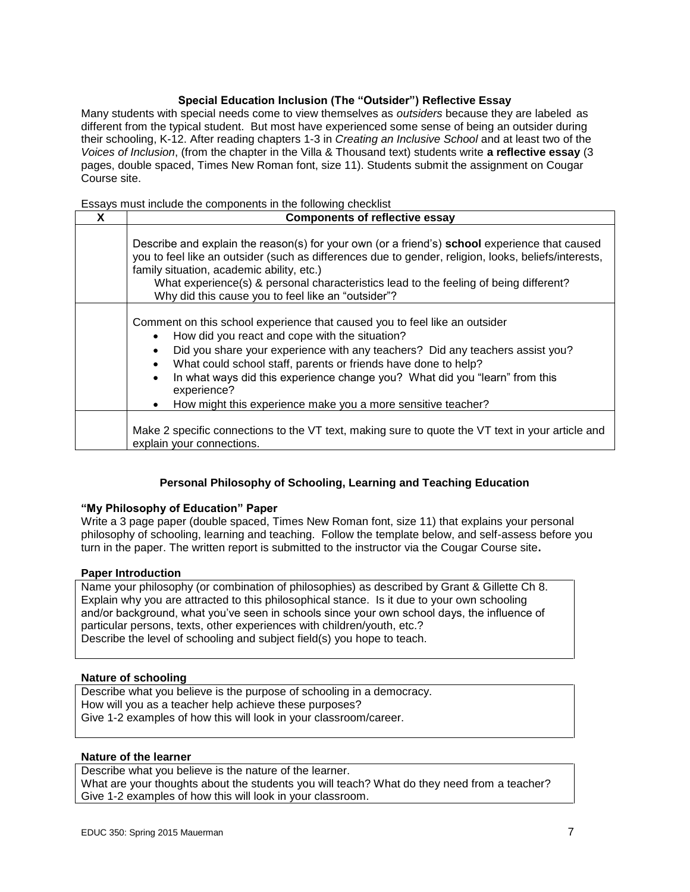### Special Education Inclusion (The "Outsider") Reflective Essay

Many students with special needs come to view themselves as *outsiders* because they are labeled as different from the typical student. But most have experienced some sense of being an outsider during their schooling, K-12. After reading chapters 1-3 in *Creating an Inclusive School* and at least two of the *Voices of Inclusion*, (from the chapter in the Villa & Thousand text) students write **a reflective essay** (3 pages, double spaced, Times New Roman font, size 11). Students submit the assignment on Cougar Course site.

Essays must include the components in the following checklist

| X | Components of reflective essay |
|---|---|
| | Describe and explain the reason(s) for your own (or a friend's) **school** experience that caused you to feel like an outsider (such as differences due to gender, religion, looks, beliefs/interests, family situation, academic ability, etc.)<br>What experience(s) & personal characteristics lead to the feeling of being different?<br>Why did this cause you to feel like an "outsider"? |
| | Comment on this school experience that caused you to feel like an outsider<br>• How did you react and cope with the situation?<br>• Did you share your experience with any teachers? Did any teachers assist you?<br>• What could school staff, parents or friends have done to help?<br>• In what ways did this experience change you? What did you "learn" from this experience?<br>• How might this experience make you a more sensitive teacher? |
| | Make 2 specific connections to the VT text, making sure to quote the VT text in your article and explain your connections. |

### Personal Philosophy of Schooling, Learning and Teaching Education

**"My Philosophy of Education" Paper**

Write a 3 page paper (double spaced, Times New Roman font, size 11) that explains your personal philosophy of schooling, learning and teaching. Follow the template below, and self-assess before you turn in the paper. The written report is submitted to the instructor via the Cougar Course site**.**

**Paper Introduction**

Name your philosophy (or combination of philosophies) as described by Grant & Gillette Ch 8.
Explain why you are attracted to this philosophical stance. Is it due to your own schooling and/or background, what you've seen in schools since your own school days, the influence of particular persons, texts, other experiences with children/youth, etc.?
Describe the level of schooling and subject field(s) you hope to teach.

**Nature of schooling**

Describe what you believe is the purpose of schooling in a democracy.
How will you as a teacher help achieve these purposes?
Give 1-2 examples of how this will look in your classroom/career.

**Nature of the learner**

Describe what you believe is the nature of the learner.
What are your thoughts about the students you will teach? What do they need from a teacher?
Give 1-2 examples of how this will look in your classroom.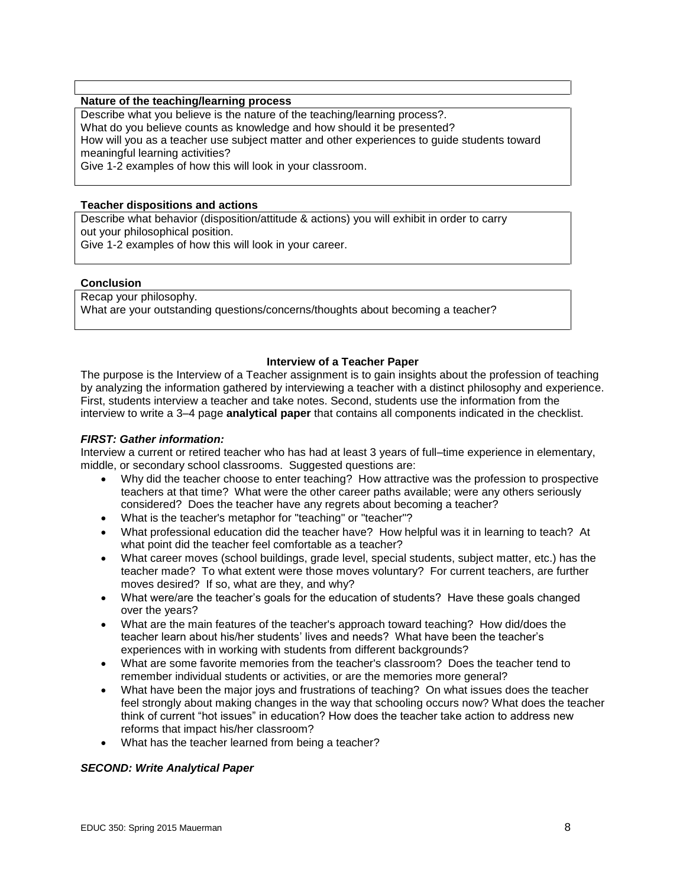**Nature of the teaching/learning process**

Describe what you believe is the nature of the teaching/learning process?.
What do you believe counts as knowledge and how should it be presented?
How will you as a teacher use subject matter and other experiences to guide students toward meaningful learning activities?
Give 1-2 examples of how this will look in your classroom.

**Teacher dispositions and actions**

Describe what behavior (disposition/attitude & actions) you will exhibit in order to carry out your philosophical position.
Give 1-2 examples of how this will look in your career.

**Conclusion**

Recap your philosophy.
What are your outstanding questions/concerns/thoughts about becoming a teacher?

## Interview of a Teacher Paper

The purpose is the Interview of a Teacher assignment is to gain insights about the profession of teaching by analyzing the information gathered by interviewing a teacher with a distinct philosophy and experience. First, students interview a teacher and take notes. Second, students use the information from the interview to write a 3–4 page **analytical paper** that contains all components indicated in the checklist.

***FIRST: Gather information:***

Interview a current or retired teacher who has had at least 3 years of full–time experience in elementary, middle, or secondary school classrooms. Suggested questions are:

- Why did the teacher choose to enter teaching? How attractive was the profession to prospective teachers at that time? What were the other career paths available; were any others seriously considered? Does the teacher have any regrets about becoming a teacher?
- What is the teacher's metaphor for "teaching" or "teacher"?
- What professional education did the teacher have? How helpful was it in learning to teach? At what point did the teacher feel comfortable as a teacher?
- What career moves (school buildings, grade level, special students, subject matter, etc.) has the teacher made? To what extent were those moves voluntary? For current teachers, are further moves desired? If so, what are they, and why?
- What were/are the teacher's goals for the education of students? Have these goals changed over the years?
- What are the main features of the teacher's approach toward teaching? How did/does the teacher learn about his/her students' lives and needs? What have been the teacher's experiences with in working with students from different backgrounds?
- What are some favorite memories from the teacher's classroom? Does the teacher tend to remember individual students or activities, or are the memories more general?
- What have been the major joys and frustrations of teaching? On what issues does the teacher feel strongly about making changes in the way that schooling occurs now? What does the teacher think of current "hot issues" in education? How does the teacher take action to address new reforms that impact his/her classroom?
- What has the teacher learned from being a teacher?

***SECOND: Write Analytical Paper***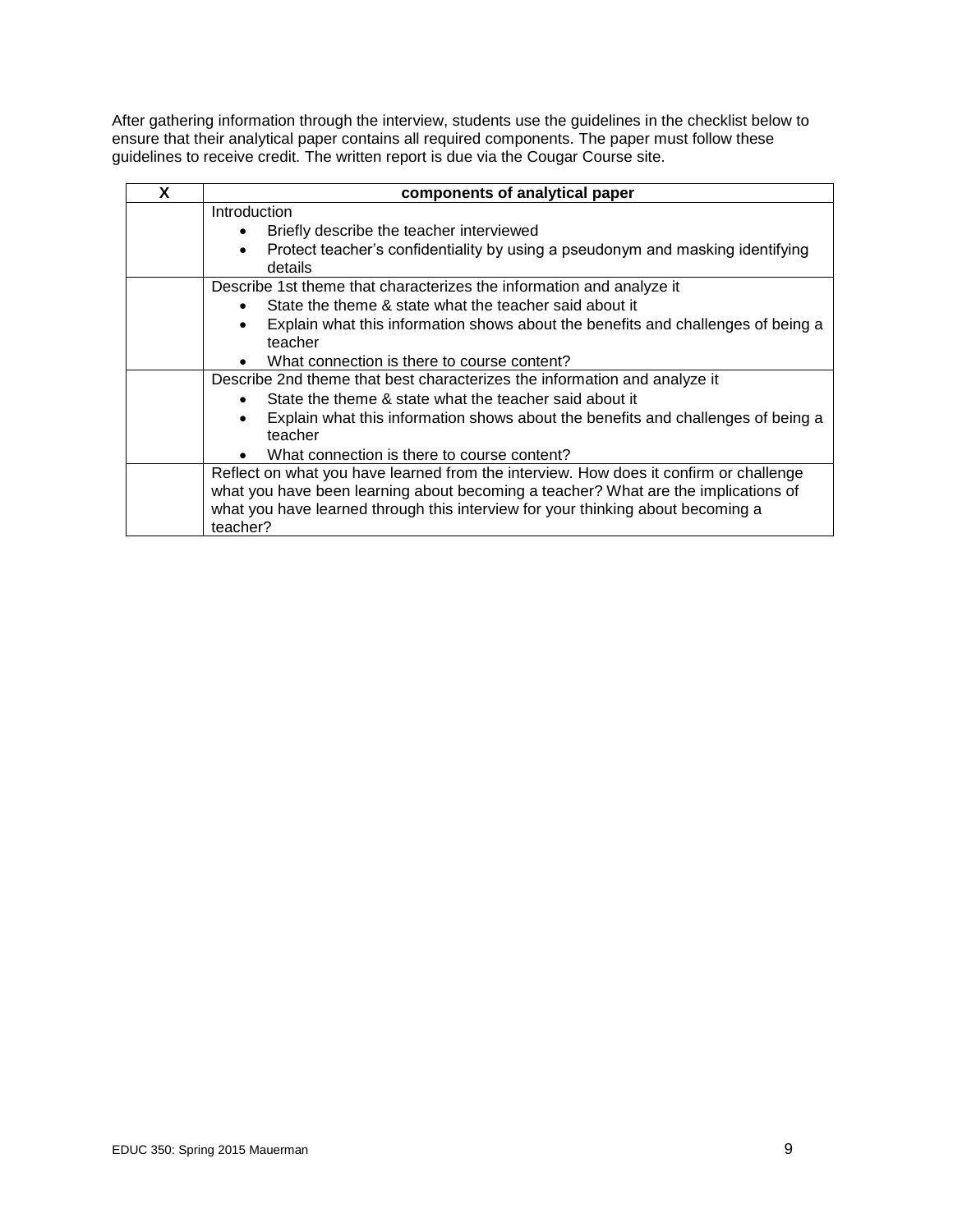After gathering information through the interview, students use the guidelines in the checklist below to ensure that their analytical paper contains all required components. The paper must follow these guidelines to receive credit. The written report is due via the Cougar Course site.

| X | components of analytical paper |
|---|---|
| | Introduction<br>• Briefly describe the teacher interviewed<br>• Protect teacher's confidentiality by using a pseudonym and masking identifying details |
| | Describe 1st theme that characterizes the information and analyze it<br>• State the theme & state what the teacher said about it<br>• Explain what this information shows about the benefits and challenges of being a teacher<br>• What connection is there to course content? |
| | Describe 2nd theme that best characterizes the information and analyze it<br>• State the theme & state what the teacher said about it<br>• Explain what this information shows about the benefits and challenges of being a teacher<br>• What connection is there to course content? |
| | Reflect on what you have learned from the interview. How does it confirm or challenge what you have been learning about becoming a teacher? What are the implications of what you have learned through this interview for your thinking about becoming a teacher? |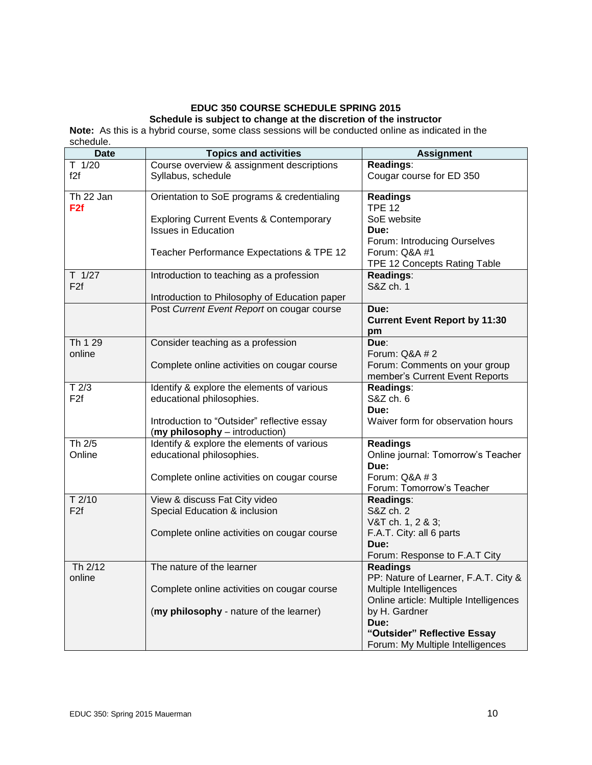**EDUC 350 COURSE SCHEDULE SPRING 2015**
**Schedule is subject to change at the discretion of the instructor**

**Note:** As this is a hybrid course, some class sessions will be conducted online as indicated in the schedule.

| Date | Topics and activities | Assignment |
|---|---|---|
| T 1/20<br>f2f | Course overview & assignment descriptions<br>Syllabus, schedule | **Readings**:<br>Cougar course for ED 350 |
| Th 22 Jan<br>**F2f** | Orientation to SoE programs & credentialing<br><br>Exploring Current Events & Contemporary Issues in Education<br><br>Teacher Performance Expectations & TPE 12 | **Readings**<br>TPE 12<br>SoE website<br>**Due:**<br>Forum: Introducing Ourselves<br>Forum: Q&A #1<br>TPE 12 Concepts Rating Table |
| T 1/27<br>F2f | Introduction to teaching as a profession<br><br>Introduction to Philosophy of Education paper | **Readings**:<br>S&Z ch. 1 |
| | Post *Current Event Report* on cougar course | **Due:**<br>**Current Event Report by 11:30 pm** |
| Th 1 29<br>online | Consider teaching as a profession<br><br>Complete online activities on cougar course | **Due**:<br>Forum: Q&A # 2<br>Forum: Comments on your group member's Current Event Reports |
| T 2/3<br>F2f | Identify & explore the elements of various educational philosophies.<br><br>Introduction to "Outsider" reflective essay<br>(**my philosophy** – introduction) | **Readings**:<br>S&Z ch. 6<br>**Due:**<br>Waiver form for observation hours |
| Th 2/5<br>Online | Identify & explore the elements of various educational philosophies.<br><br>Complete online activities on cougar course | **Readings**<br>Online journal: Tomorrow's Teacher<br>**Due:**<br>Forum: Q&A # 3<br>Forum: Tomorrow's Teacher |
| T 2/10<br>F2f | View & discuss Fat City video<br>Special Education & inclusion<br><br>Complete online activities on cougar course | **Readings**:<br>S&Z ch. 2<br>V&T ch. 1, 2 & 3;<br>F.A.T. City: all 6 parts<br>**Due:**<br>Forum: Response to F.A.T City |
| Th 2/12<br>online | The nature of the learner<br><br>Complete online activities on cougar course<br><br>(**my philosophy** - nature of the learner) | **Readings**<br>PP: Nature of Learner, F.A.T. City & Multiple Intelligences<br>Online article: Multiple Intelligences by H. Gardner<br>**Due:**<br>**"Outsider" Reflective Essay**<br>Forum: My Multiple Intelligences |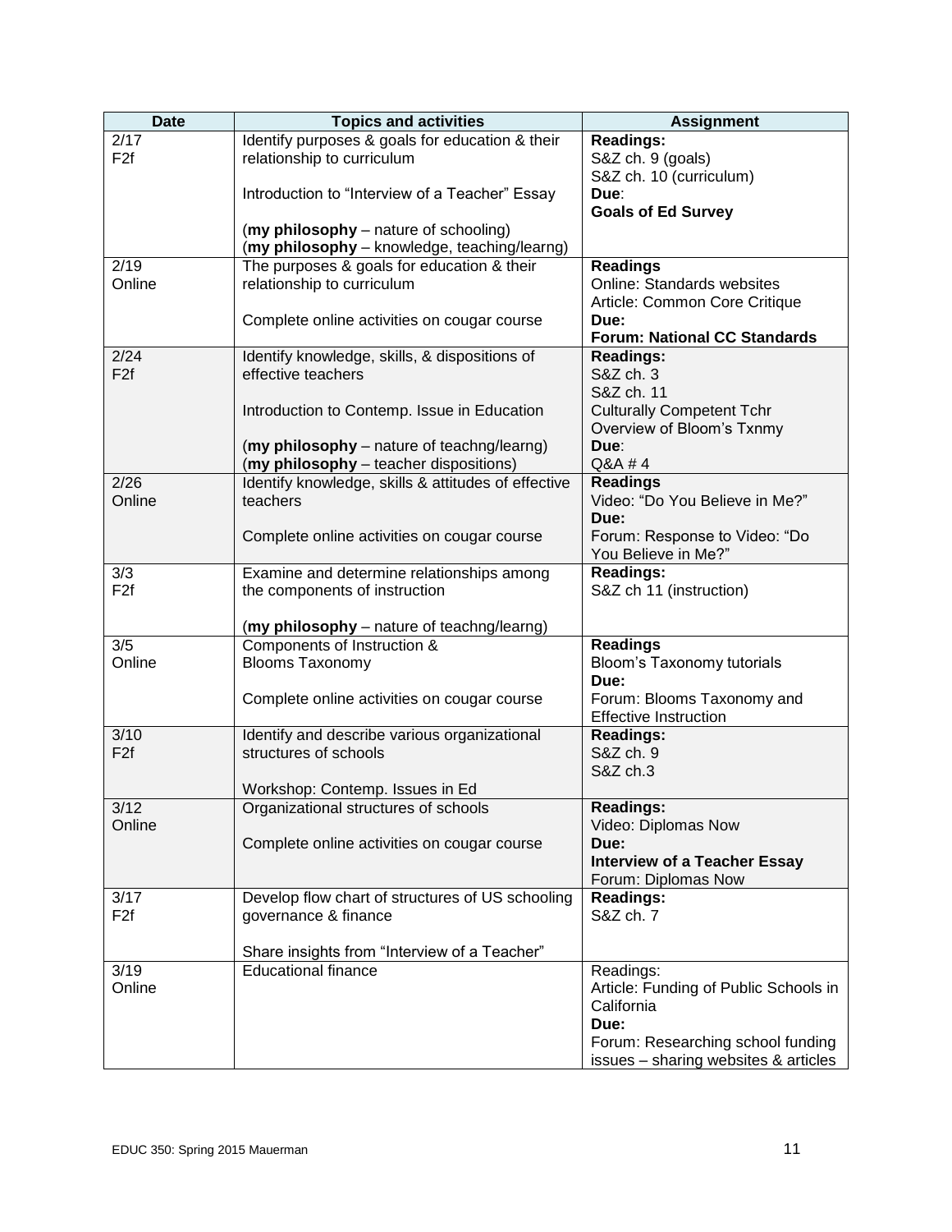| Date | Topics and activities | Assignment |
|---|---|---|
| 2/17<br>F2f | Identify purposes & goals for education & their relationship to curriculum<br><br>Introduction to "Interview of a Teacher" Essay<br><br>(**my philosophy** – nature of schooling)<br>(**my philosophy** – knowledge, teaching/learng) | **Readings:**<br>S&Z ch. 9 (goals)<br>S&Z ch. 10 (curriculum)<br>**Due**:<br>**Goals of Ed Survey** |
| 2/19<br>Online | The purposes & goals for education & their relationship to curriculum<br><br>Complete online activities on cougar course | **Readings**<br>Online: Standards websites<br>Article: Common Core Critique<br>**Due:**<br>**Forum: National CC Standards** |
| 2/24<br>F2f | Identify knowledge, skills, & dispositions of effective teachers<br><br>Introduction to Contemp. Issue in Education<br><br>(**my philosophy** – nature of teachng/learng)<br>(**my philosophy** – teacher dispositions) | **Readings:**<br>S&Z ch. 3<br>S&Z ch. 11<br>Culturally Competent Tchr<br>Overview of Bloom's Txnmy<br>**Due**:<br>Q&A # 4 |
| 2/26<br>Online | Identify knowledge, skills & attitudes of effective teachers<br><br>Complete online activities on cougar course | **Readings**<br>Video: "Do You Believe in Me?"<br>**Due:**<br>Forum: Response to Video: "Do You Believe in Me?" |
| 3/3<br>F2f | Examine and determine relationships among the components of instruction<br><br>(**my philosophy** – nature of teachng/learng) | **Readings:**<br>S&Z ch 11 (instruction) |
| 3/5<br>Online | Components of Instruction &<br>Blooms Taxonomy<br><br>Complete online activities on cougar course | **Readings**<br>Bloom's Taxonomy tutorials<br>**Due:**<br>Forum: Blooms Taxonomy and Effective Instruction |
| 3/10<br>F2f | Identify and describe various organizational structures of schools<br><br>Workshop: Contemp. Issues in Ed | **Readings:**<br>S&Z ch. 9<br>S&Z ch.3 |
| 3/12<br>Online | Organizational structures of schools<br><br>Complete online activities on cougar course | **Readings:**<br>Video: Diplomas Now<br>**Due:**<br>**Interview of a Teacher Essay**<br>Forum: Diplomas Now |
| 3/17<br>F2f | Develop flow chart of structures of US schooling governance & finance<br><br>Share insights from "Interview of a Teacher" | **Readings:**<br>S&Z ch. 7 |
| 3/19<br>Online | Educational finance | Readings:<br>Article: Funding of Public Schools in California<br>**Due:**<br>Forum: Researching school funding issues – sharing websites & articles |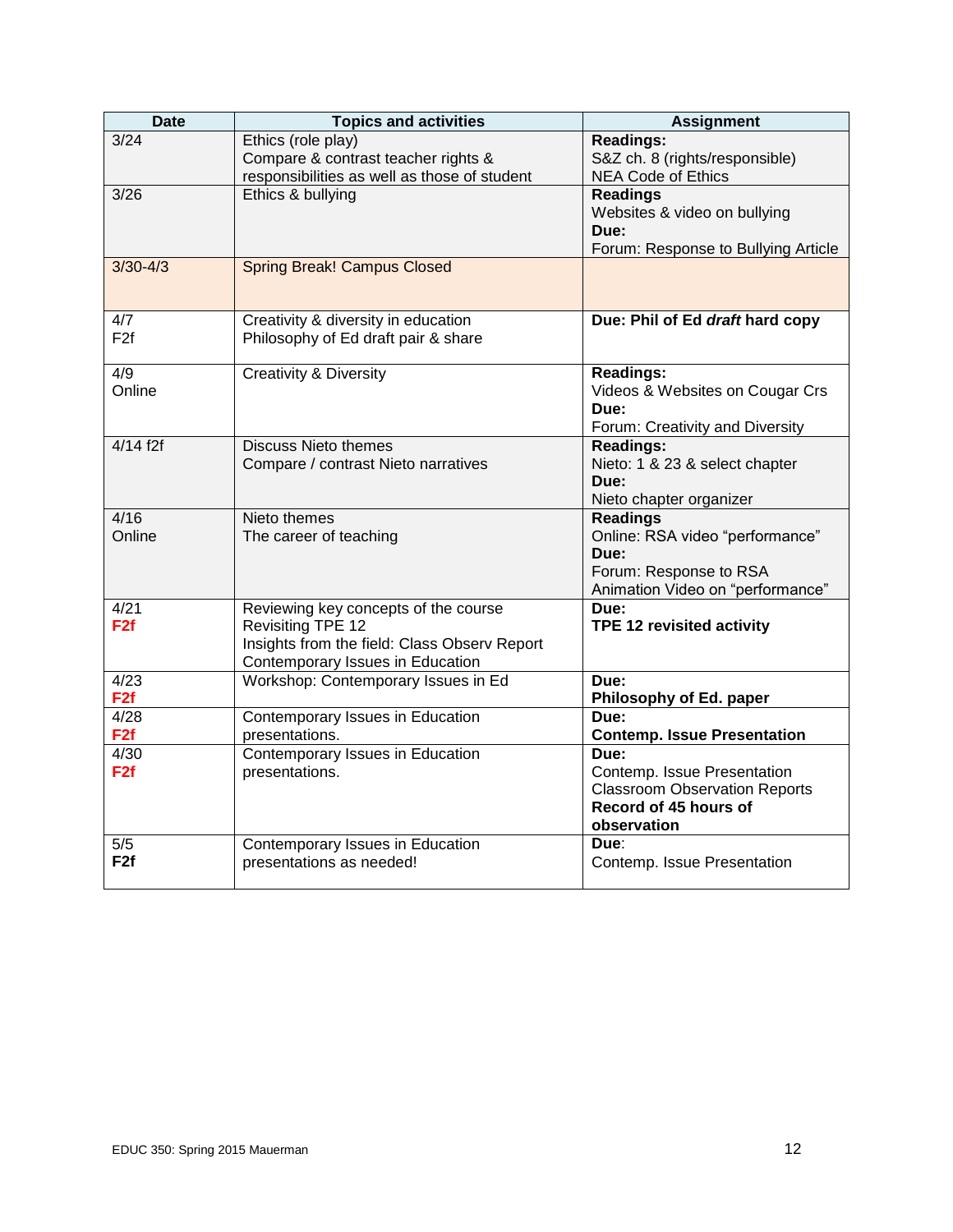| Date | Topics and activities | Assignment |
|---|---|---|
| 3/24 | Ethics (role play)<br>Compare & contrast teacher rights & responsibilities as well as those of student | **Readings:**<br>S&Z ch. 8 (rights/responsible)<br>NEA Code of Ethics |
| 3/26 | Ethics & bullying | **Readings**<br>Websites & video on bullying<br>**Due:**<br>Forum: Response to Bullying Article |
| 3/30-4/3 | Spring Break! Campus Closed | |
| 4/7<br>F2f | Creativity & diversity in education<br>Philosophy of Ed draft pair & share | **Due: Phil of Ed *draft* hard copy** |
| 4/9<br>Online | Creativity & Diversity | **Readings:**<br>Videos & Websites on Cougar Crs<br>**Due:**<br>Forum: Creativity and Diversity |
| 4/14 f2f | Discuss Nieto themes<br>Compare / contrast Nieto narratives | **Readings:**<br>Nieto: 1 & 23 & select chapter<br>**Due:**<br>Nieto chapter organizer |
| 4/16<br>Online | Nieto themes<br>The career of teaching | **Readings**<br>Online: RSA video "performance"<br>**Due:**<br>Forum: Response to RSA Animation Video on "performance" |
| 4/21<br>**F2f** | Reviewing key concepts of the course<br>Revisiting TPE 12<br>Insights from the field: Class Observ Report<br>Contemporary Issues in Education | **Due:**<br>**TPE 12 revisited activity** |
| 4/23<br>**F2f** | Workshop: Contemporary Issues in Ed | **Due:**<br>**Philosophy of Ed. paper** |
| 4/28<br>**F2f** | Contemporary Issues in Education presentations. | **Due:**<br>**Contemp. Issue Presentation** |
| 4/30<br>**F2f** | Contemporary Issues in Education presentations. | **Due:**<br>Contemp. Issue Presentation<br>Classroom Observation Reports<br>**Record of 45 hours of observation** |
| 5/5<br>**F2f** | Contemporary Issues in Education presentations as needed! | **Due**:<br>Contemp. Issue Presentation |